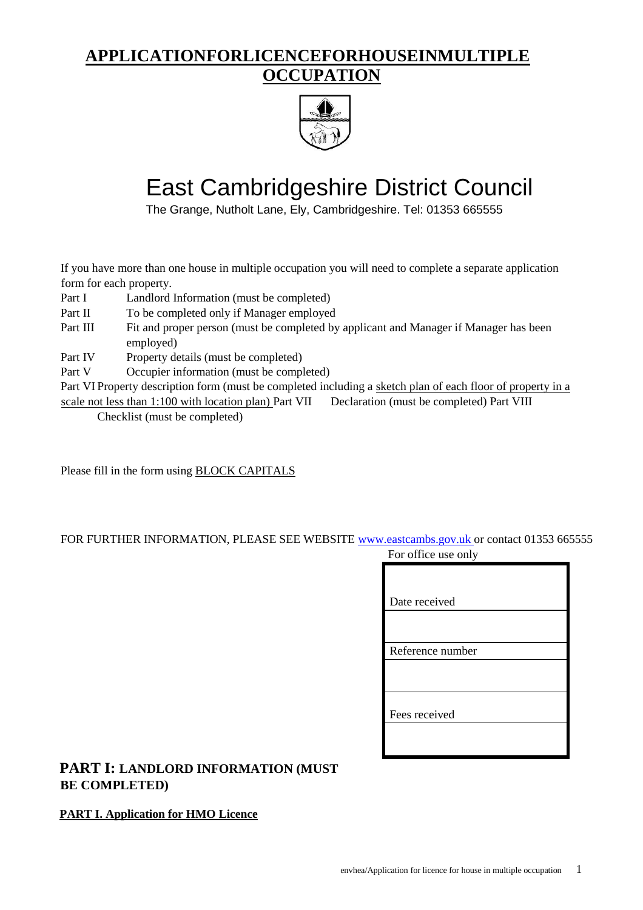# APPLICATIONFORLICENCEFORHOUSEINMULTIPLE OCCUPATION

# East Cambridgeshire District Council

The Grange, Nutholt Lane, Ely, Cambridgeshire. Tel: 01353 665555

If you have more than one house in multiple occupation you will need to complete a separate application form for each property.

- Part I Landlord Information (must be completed)
- Part II To be completed only if Manager employed
- Part III Fit and proper person (must be completed by applicant and Manager if Manager has been employed)
- Part IV Property details (must be completed)
- Part V Occupier information (must be completed)
- Part VI Property description form (must be completed including a sketch plan of each floor of property in a scale not less than 1:100 with location plan)
- Part VII Declaration (must be completed)
- Part VIII Checklist (must be completed)

Please fill in the form using BLOCK CAPITALS

FOR FURTHER INFORMATION, PLEASE SEE WEBSITE www.eastcambs.gov.uk or contact 01353 665555

For office use only

| |
|---|
| Date received |
| |
| Reference number |
| |
| Fees received |
| |

## PART I: LANDLORD INFORMATION (MUST BE COMPLETED)

**PART I. Application for HMO Licence**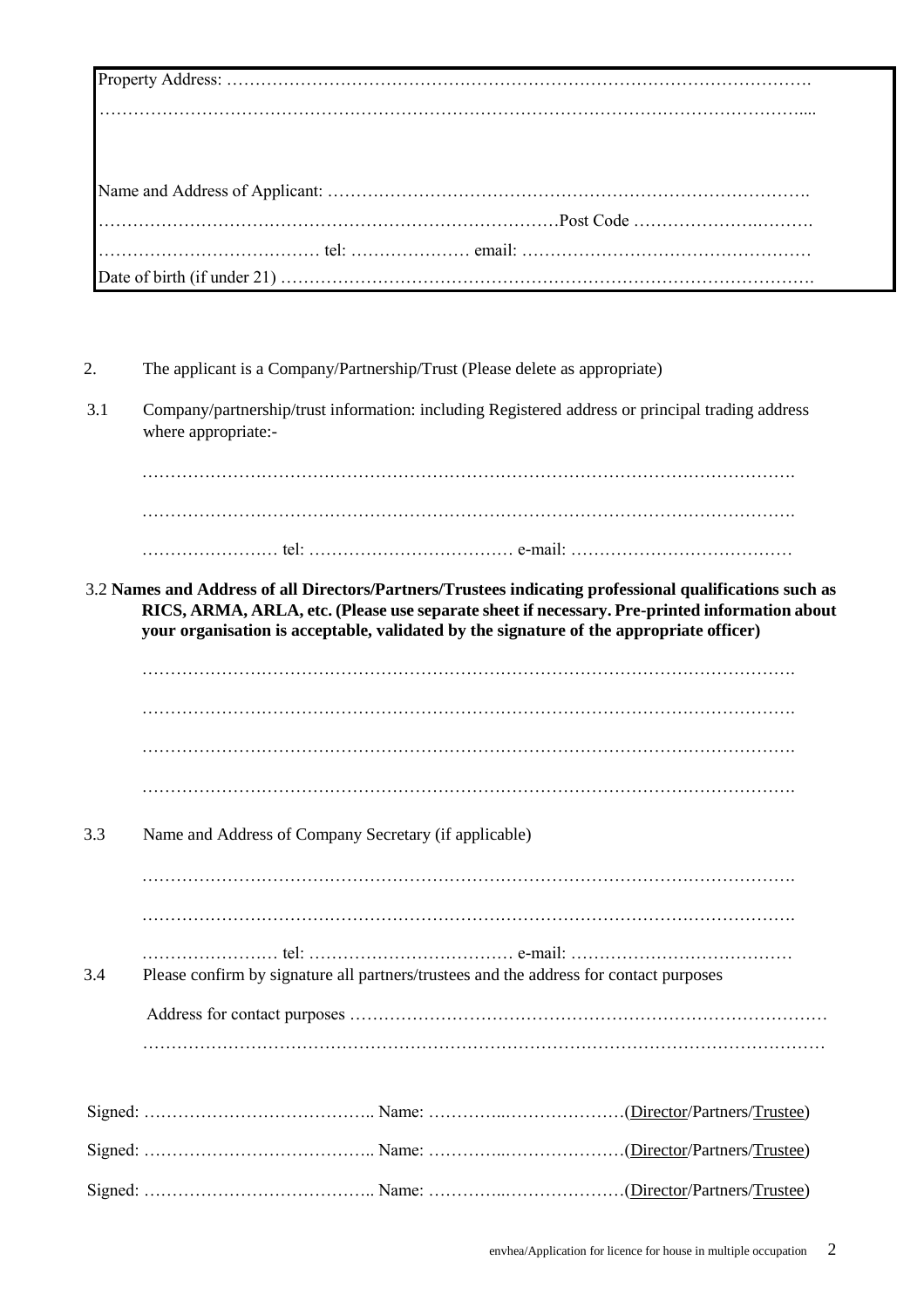Property Address: ……………………………………………………………………………………………….
……………………………………………………………………………………………………………....

Name and Address of Applicant: ……………………………………………………………………….
……………………………………………………………………Post Code ……………………..…….
………………………………… tel: ………………… email: ……………………………………………
Date of birth (if under 21) ……………………………………………………………………………….

2. The applicant is a Company/Partnership/Trust (Please delete as appropriate)

3.1 Company/partnership/trust information: including Registered address or principal trading address where appropriate:-

……………………………………………………………………………………………………….

……………………………………………………………………………………………………….

…………………… tel: ……………………………… e-mail: …………………………………

3.2 **Names and Address of all Directors/Partners/Trustees indicating professional qualifications such as RICS, ARMA, ARLA, etc. (Please use separate sheet if necessary. Pre-printed information about your organisation is acceptable, validated by the signature of the appropriate officer)**

……………………………………………………………………………………………………….

……………………………………………………………………………………………………….

……………………………………………………………………………………………………….

……………………………………………………………………………………………………….

3.3 Name and Address of Company Secretary (if applicable)

……………………………………………………………………………………………………….

……………………………………………………………………………………………………….

…………………… tel: ……………………………… e-mail: …………………………………

3.4 Please confirm by signature all partners/trustees and the address for contact purposes

Address for contact purposes ……………………………………………………………………….
……………………………………………………………………………………………………….

Signed: ………………………………….. Name: …………..…………………(Director/Partners/Trustee)

Signed: ………………………………….. Name: …………..…………………(Director/Partners/Trustee)

Signed: ………………………………….. Name: …………..…………………(Director/Partners/Trustee)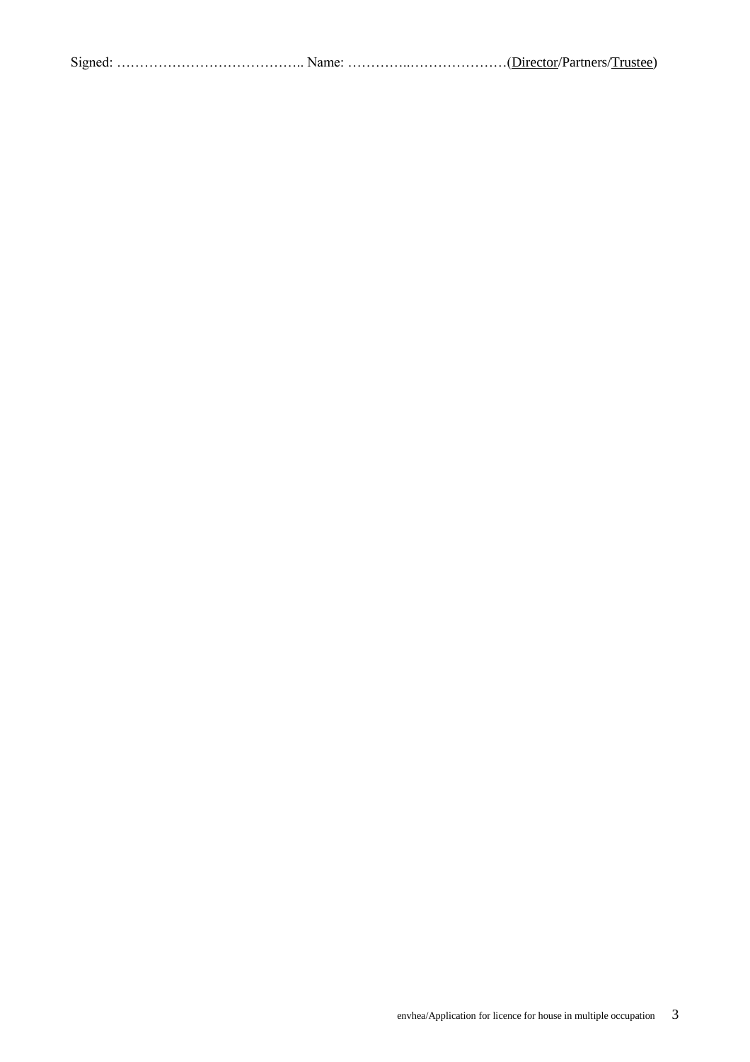Signed: ………………………………….. Name: …………..…………………(<u>Director</u>/Partners/<u>Trustee</u>)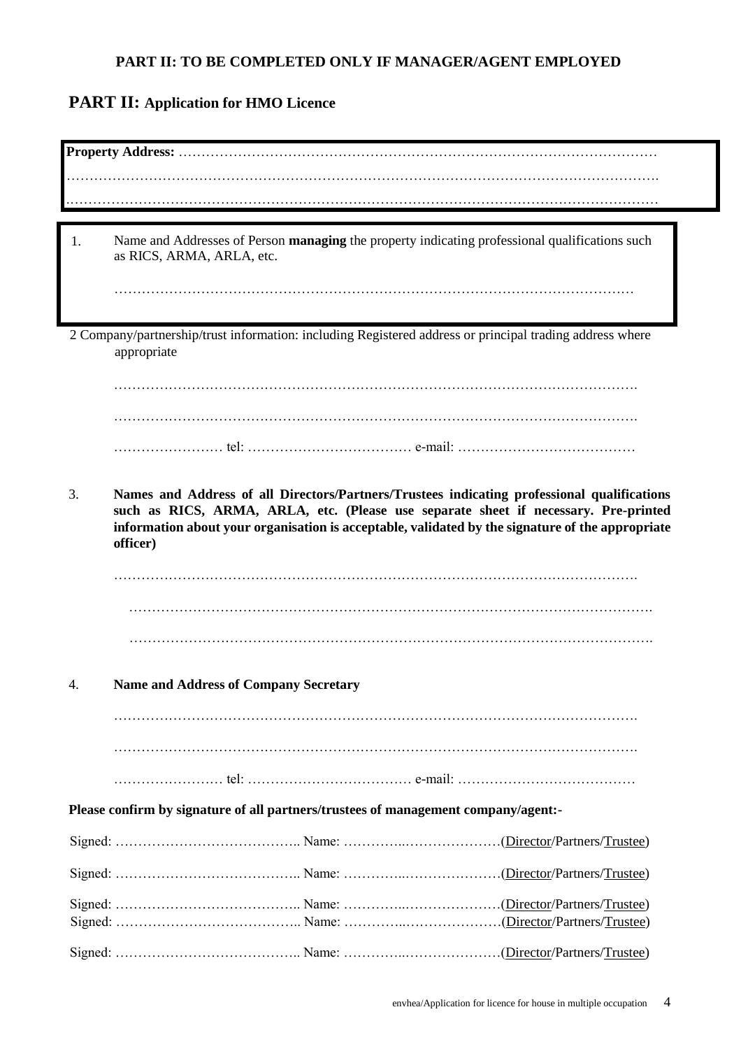**PART II: TO BE COMPLETED ONLY IF MANAGER/AGENT EMPLOYED**

## PART II: Application for HMO Licence

**Property Address:** …………………………………………………………………………………………
…………………………………………………………………………………………………………….
…………………………………………………………………………………………………………….

1. Name and Addresses of Person **managing** the property indicating professional qualifications such as RICS, ARMA, ARLA, etc.

   ……………………………………………………………………………………………………

2. Company/partnership/trust information: including Registered address or principal trading address where appropriate

   …………………………………………………………………………………………………….

   …………………………………………………………………………………………………….

   …………………… tel: ……………………………… e-mail: …………………………………

3. **Names and Address of all Directors/Partners/Trustees indicating professional qualifications such as RICS, ARMA, ARLA, etc. (Please use separate sheet if necessary. Pre-printed information about your organisation is acceptable, validated by the signature of the appropriate officer)**

   …………………………………………………………………………………………………….

   …………………………………………………………………………………………………….

   …………………………………………………………………………………………………….

4. **Name and Address of Company Secretary**

   …………………………………………………………………………………………………….

   …………………………………………………………………………………………………….

   …………………… tel: ……………………………… e-mail: …………………………………

**Please confirm by signature of all partners/trustees of management company/agent:-**

Signed: ………………………………….. Name: …………..…………………(Director/Partners/Trustee)

Signed: ………………………………….. Name: …………..…………………(Director/Partners/Trustee)

Signed: ………………………………….. Name: …………..…………………(Director/Partners/Trustee)

Signed: ………………………………….. Name: …………..…………………(Director/Partners/Trustee)

Signed: ………………………………….. Name: …………..…………………(Director/Partners/Trustee)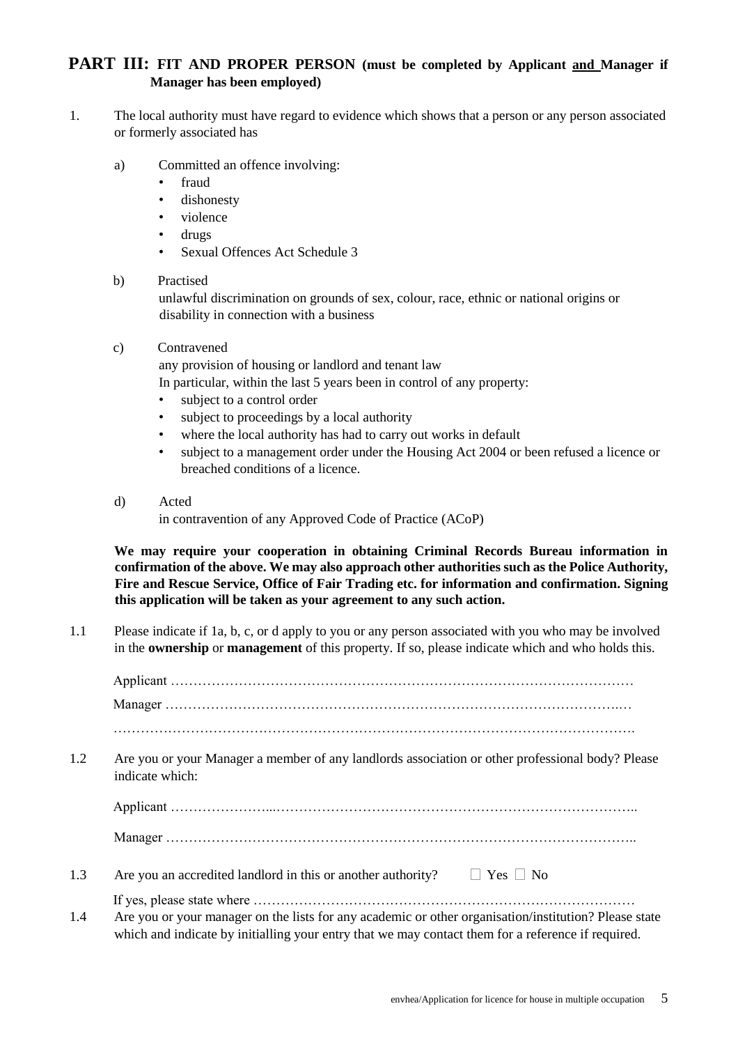## PART III: FIT AND PROPER PERSON (must be completed by Applicant and Manager if Manager has been employed)

1. The local authority must have regard to evidence which shows that a person or any person associated or formerly associated has

   a) Committed an offence involving:
      - fraud
      - dishonesty
      - violence
      - drugs
      - Sexual Offences Act Schedule 3

   b) Practised
      unlawful discrimination on grounds of sex, colour, race, ethnic or national origins or disability in connection with a business

   c) Contravened
      any provision of housing or landlord and tenant law
      In particular, within the last 5 years been in control of any property:
      - subject to a control order
      - subject to proceedings by a local authority
      - where the local authority has had to carry out works in default
      - subject to a management order under the Housing Act 2004 or been refused a licence or breached conditions of a licence.

   d) Acted
      in contravention of any Approved Code of Practice (ACoP)

   **We may require your cooperation in obtaining Criminal Records Bureau information in confirmation of the above. We may also approach other authorities such as the Police Authority, Fire and Rescue Service, Office of Fair Trading etc. for information and confirmation. Signing this application will be taken as your agreement to any such action.**

1.1 Please indicate if 1a, b, c, or d apply to you or any person associated with you who may be involved in the **ownership** or **management** of this property. If so, please indicate which and who holds this.

Applicant …………………………………………………………………………………………

Manager ……………………………………………………………………………………..…

…………………………………………………………………………………………………….

1.2 Are you or your Manager a member of any landlords association or other professional body? Please indicate which:

Applicant …………………...……………………………………………………………………..

Manager …………………………………………………………………………………………..

1.3 Are you an accredited landlord in this or another authority? ☐ Yes ☐ No

If yes, please state where …………………………………………………………………………

1.4 Are you or your manager on the lists for any academic or other organisation/institution? Please state which and indicate by initialling your entry that we may contact them for a reference if required.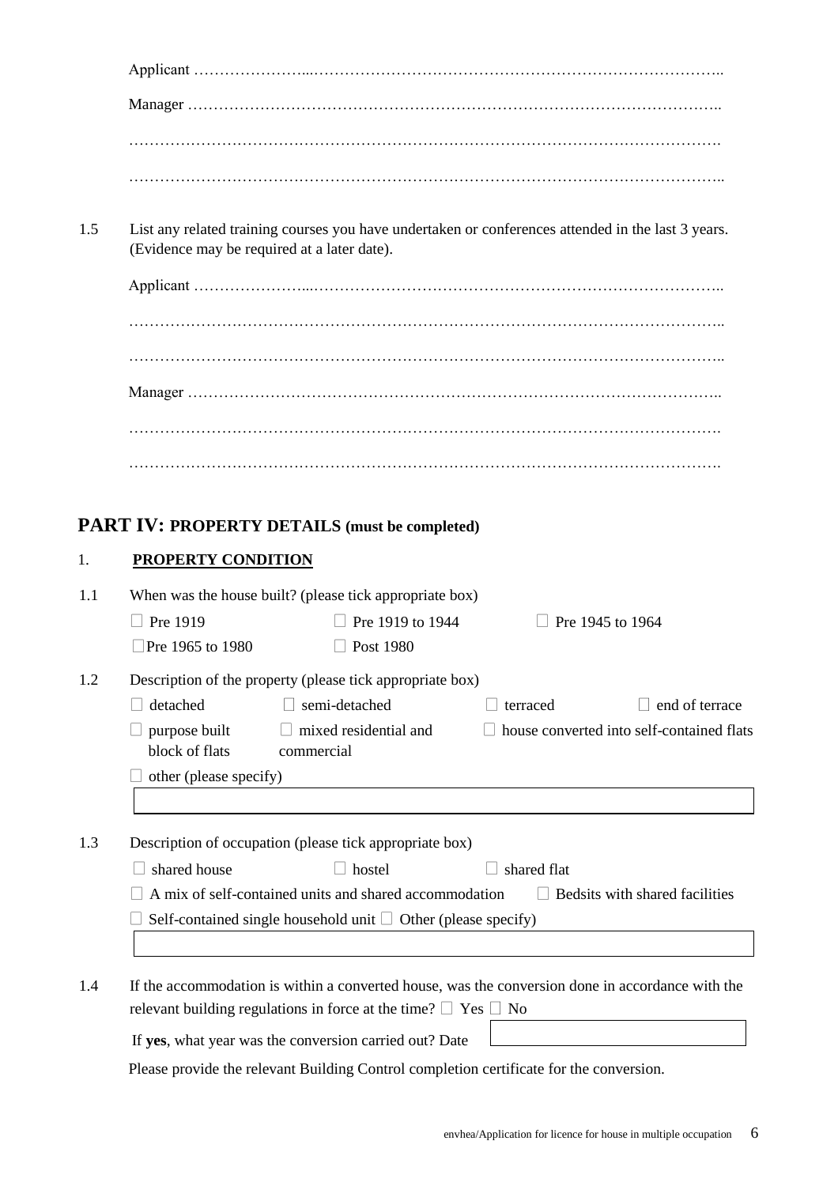Applicant ………………...……………………………………………………………………..

Manager ………………………………………………………………………………………..

…………………………………………………………………………………………………

…………………………………………………………………………………………………..

1.5 List any related training courses you have undertaken or conferences attended in the last 3 years. (Evidence may be required at a later date).

Applicant ………………...……………………………………………………………………..

…………………………………………………………………………………………………..

…………………………………………………………………………………………………..

Manager ………………………………………………………………………………………..

…………………………………………………………………………………………………

…………………………………………………………………………………………………

## PART IV: PROPERTY DETAILS (must be completed)

1. **PROPERTY CONDITION**

1.1 When was the house built? (please tick appropriate box)

☐ Pre 1919 ☐ Pre 1919 to 1944 ☐ Pre 1945 to 1964

☐ Pre 1965 to 1980 ☐ Post 1980

1.2 Description of the property (please tick appropriate box)

☐ detached ☐ semi-detached ☐ terraced ☐ end of terrace

☐ purpose built block of flats ☐ mixed residential and commercial ☐ house converted into self-contained flats

☐ other (please specify)

1.3 Description of occupation (please tick appropriate box)

☐ shared house ☐ hostel ☐ shared flat

☐ A mix of self-contained units and shared accommodation ☐ Bedsits with shared facilities

☐ Self-contained single household unit ☐ Other (please specify)

1.4 If the accommodation is within a converted house, was the conversion done in accordance with the relevant building regulations in force at the time? ☐ Yes ☐ No

If **yes**, what year was the conversion carried out? Date

Please provide the relevant Building Control completion certificate for the conversion.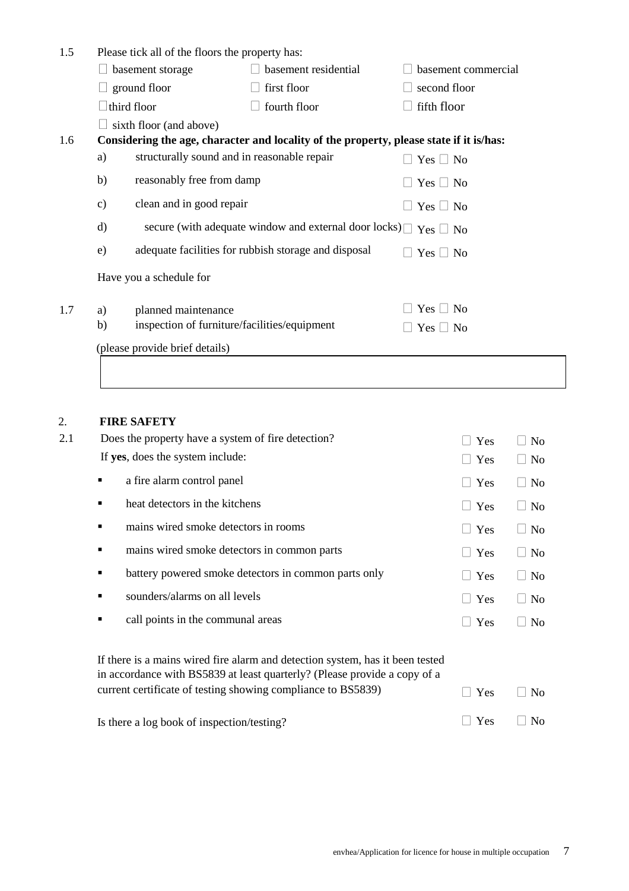1.5 Please tick all of the floors the property has:

☐ basement storage ☐ basement residential ☐ basement commercial

☐ ground floor ☐ first floor ☐ second floor

☐ third floor ☐ fourth floor ☐ fifth floor

☐ sixth floor (and above)

1.6 **Considering the age, character and locality of the property, please state if it is/has:**

a) structurally sound and in reasonable repair ☐ Yes ☐ No

b) reasonably free from damp ☐ Yes ☐ No

c) clean and in good repair ☐ Yes ☐ No

d) secure (with adequate window and external door locks) ☐ Yes ☐ No

e) adequate facilities for rubbish storage and disposal ☐ Yes ☐ No

Have you a schedule for

1.7 a) planned maintenance ☐ Yes ☐ No

b) inspection of furniture/facilities/equipment ☐ Yes ☐ No

(please provide brief details)

| |
|---|
| |

## 2. FIRE SAFETY

2.1 Does the property have a system of fire detection? ☐ Yes ☐ No

If **yes**, does the system include: ☐ Yes ☐ No

- a fire alarm control panel ☐ Yes ☐ No
- heat detectors in the kitchens ☐ Yes ☐ No
- mains wired smoke detectors in rooms ☐ Yes ☐ No
- mains wired smoke detectors in common parts ☐ Yes ☐ No
- battery powered smoke detectors in common parts only ☐ Yes ☐ No
- sounders/alarms on all levels ☐ Yes ☐ No
- call points in the communal areas ☐ Yes ☐ No

If there is a mains wired fire alarm and detection system, has it been tested in accordance with BS5839 at least quarterly? (Please provide a copy of a current certificate of testing showing compliance to BS5839) ☐ Yes ☐ No

Is there a log book of inspection/testing? ☐ Yes ☐ No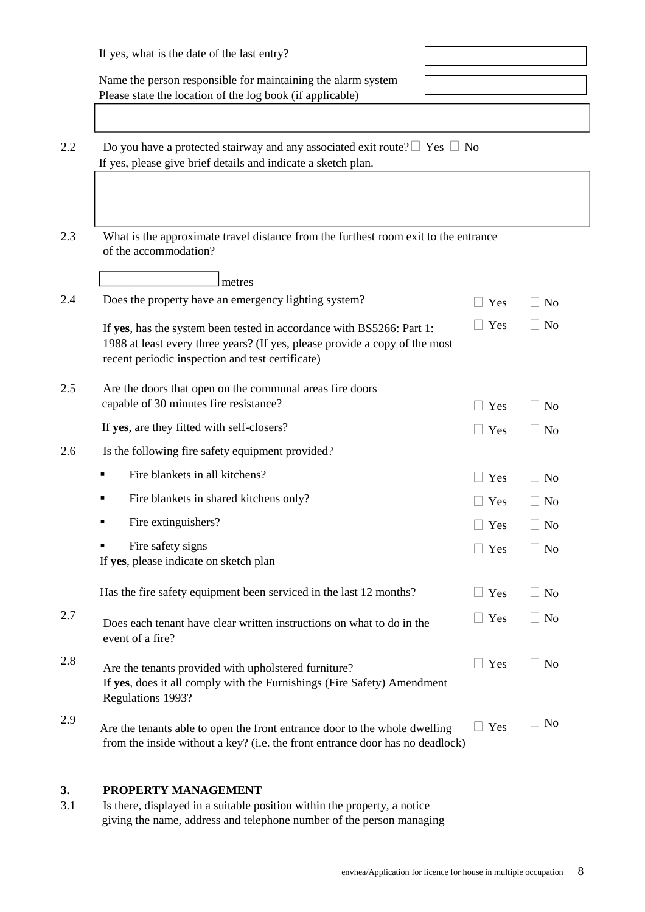If yes, what is the date of the last entry? 

Name the person responsible for maintaining the alarm system

Please state the location of the log book (if applicable)

2.2 Do you have a protected stairway and any associated exit route? ☐ Yes ☐ No

If yes, please give brief details and indicate a sketch plan.

2.3 What is the approximate travel distance from the furthest room exit to the entrance of the accommodation?

_______________ metres

2.4 Does the property have an emergency lighting system? ☐ Yes ☐ No

If **yes**, has the system been tested in accordance with BS5266: Part 1: 1988 at least every three years? (If yes, please provide a copy of the most recent periodic inspection and test certificate) ☐ Yes ☐ No

2.5 Are the doors that open on the communal areas fire doors capable of 30 minutes fire resistance? ☐ Yes ☐ No

If **yes**, are they fitted with self-closers? ☐ Yes ☐ No

2.6 Is the following fire safety equipment provided?

- Fire blankets in all kitchens? ☐ Yes ☐ No
- Fire blankets in shared kitchens only? ☐ Yes ☐ No
- Fire extinguishers? ☐ Yes ☐ No
- Fire safety signs ☐ Yes ☐ No

If **yes**, please indicate on sketch plan

Has the fire safety equipment been serviced in the last 12 months? ☐ Yes ☐ No

2.7 Does each tenant have clear written instructions on what to do in the event of a fire? ☐ Yes ☐ No

2.8 Are the tenants provided with upholstered furniture? ☐ Yes ☐ No

If **yes**, does it all comply with the Furnishings (Fire Safety) Amendment Regulations 1993?

2.9 Are the tenants able to open the front entrance door to the whole dwelling from the inside without a key? (i.e. the front entrance door has no deadlock) ☐ Yes ☐ No

## 3. PROPERTY MANAGEMENT

3.1 Is there, displayed in a suitable position within the property, a notice giving the name, address and telephone number of the person managing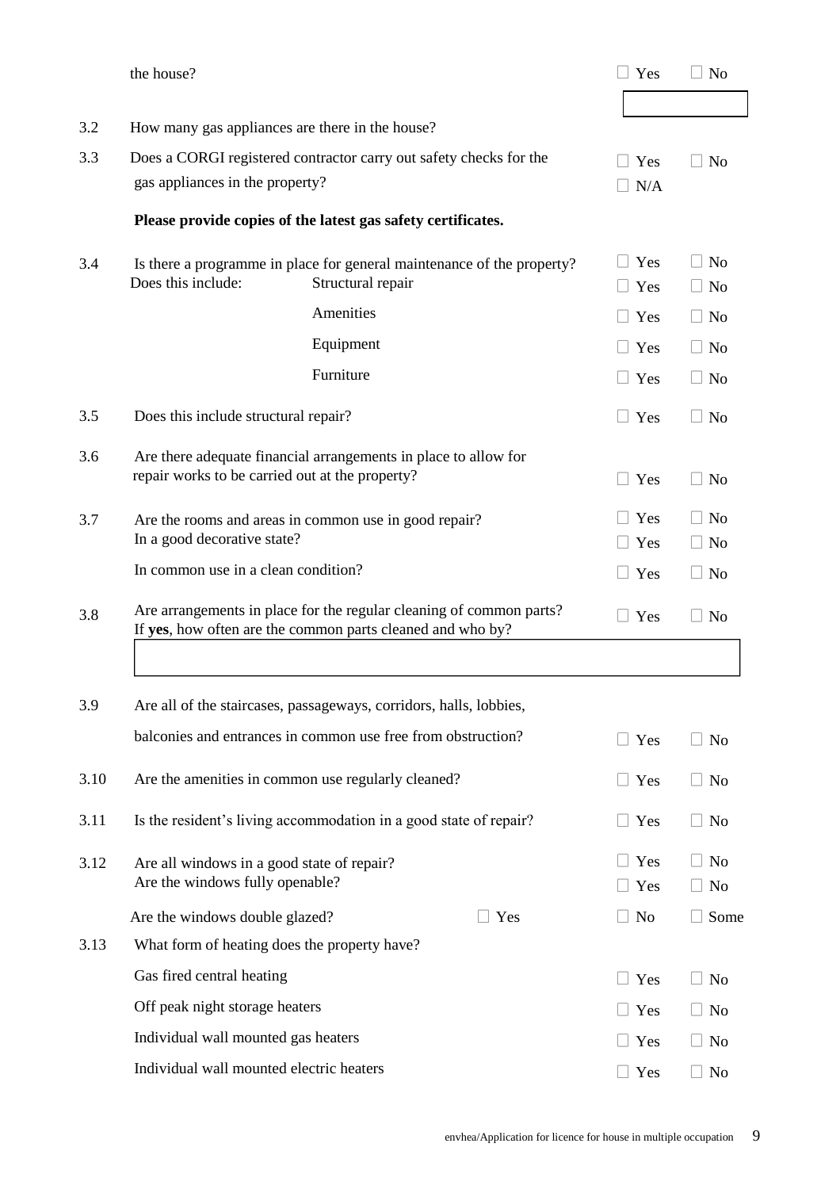| | | | |
|---|---|---|---|
| | the house? | ☐ Yes | ☐ No |
| 3.2 | How many gas appliances are there in the house? | | |
| 3.3 | Does a CORGI registered contractor carry out safety checks for the gas appliances in the property? | ☐ Yes<br>☐ N/A | ☐ No |
| | **Please provide copies of the latest gas safety certificates.** | | |
| 3.4 | Is there a programme in place for general maintenance of the property? | ☐ Yes | ☐ No |
| | Does this include: Structural repair | ☐ Yes | ☐ No |
| | Amenities | ☐ Yes | ☐ No |
| | Equipment | ☐ Yes | ☐ No |
| | Furniture | ☐ Yes | ☐ No |
| 3.5 | Does this include structural repair? | ☐ Yes | ☐ No |
| 3.6 | Are there adequate financial arrangements in place to allow for repair works to be carried out at the property? | ☐ Yes | ☐ No |
| 3.7 | Are the rooms and areas in common use in good repair? | ☐ Yes | ☐ No |
| | In a good decorative state? | ☐ Yes | ☐ No |
| | In common use in a clean condition? | ☐ Yes | ☐ No |
| 3.8 | Are arrangements in place for the regular cleaning of common parts?<br>If **yes**, how often are the common parts cleaned and who by? | ☐ Yes | ☐ No |
| 3.9 | Are all of the staircases, passageways, corridors, halls, lobbies, balconies and entrances in common use free from obstruction? | ☐ Yes | ☐ No |
| 3.10 | Are the amenities in common use regularly cleaned? | ☐ Yes | ☐ No |
| 3.11 | Is the resident's living accommodation in a good state of repair? | ☐ Yes | ☐ No |
| 3.12 | Are all windows in a good state of repair? | ☐ Yes | ☐ No |
| | Are the windows fully openable? | ☐ Yes | ☐ No |
| | Are the windows double glazed? ☐ Yes | ☐ No | ☐ Some |
| 3.13 | What form of heating does the property have? | | |
| | Gas fired central heating | ☐ Yes | ☐ No |
| | Off peak night storage heaters | ☐ Yes | ☐ No |
| | Individual wall mounted gas heaters | ☐ Yes | ☐ No |
| | Individual wall mounted electric heaters | ☐ Yes | ☐ No |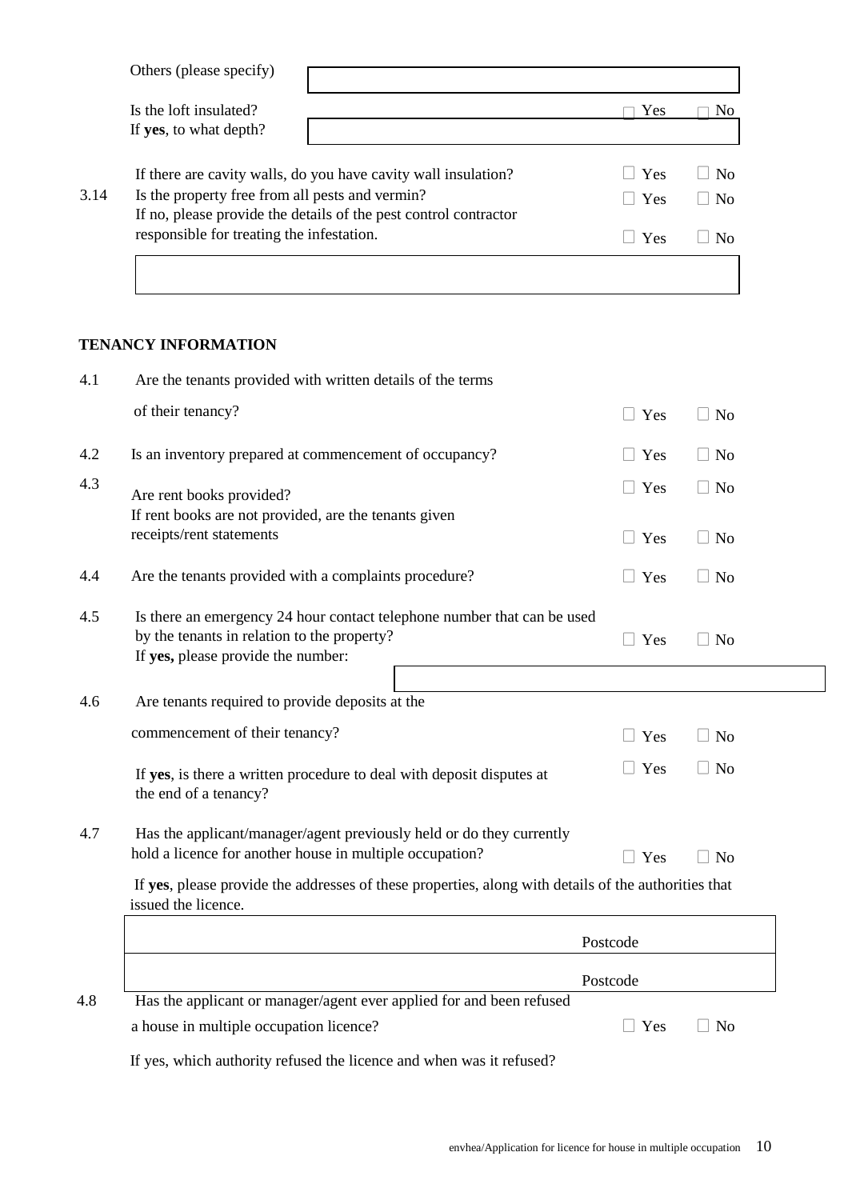Others (please specify) 

Is the loft insulated? ☐ Yes ☐ No

If **yes**, to what depth? 

If there are cavity walls, do you have cavity wall insulation? ☐ Yes ☐ No

3.14 Is the property free from all pests and vermin? ☐ Yes ☐ No

If no, please provide the details of the pest control contractor responsible for treating the infestation. ☐ Yes ☐ No

## TENANCY INFORMATION

4.1 Are the tenants provided with written details of the terms of their tenancy? ☐ Yes ☐ No

4.2 Is an inventory prepared at commencement of occupancy? ☐ Yes ☐ No

4.3 Are rent books provided? ☐ Yes ☐ No

If rent books are not provided, are the tenants given receipts/rent statements ☐ Yes ☐ No

4.4 Are the tenants provided with a complaints procedure? ☐ Yes ☐ No

4.5 Is there an emergency 24 hour contact telephone number that can be used by the tenants in relation to the property? ☐ Yes ☐ No

If **yes,** please provide the number: 

4.6 Are tenants required to provide deposits at the commencement of their tenancy? ☐ Yes ☐ No

If **yes**, is there a written procedure to deal with deposit disputes at the end of a tenancy? ☐ Yes ☐ No

4.7 Has the applicant/manager/agent previously held or do they currently hold a licence for another house in multiple occupation? ☐ Yes ☐ No

If **yes**, please provide the addresses of these properties, along with details of the authorities that issued the licence.

| | |
|---|---|
| | Postcode |
| | Postcode |

4.8 Has the applicant or manager/agent ever applied for and been refused a house in multiple occupation licence? ☐ Yes ☐ No

If yes, which authority refused the licence and when was it refused?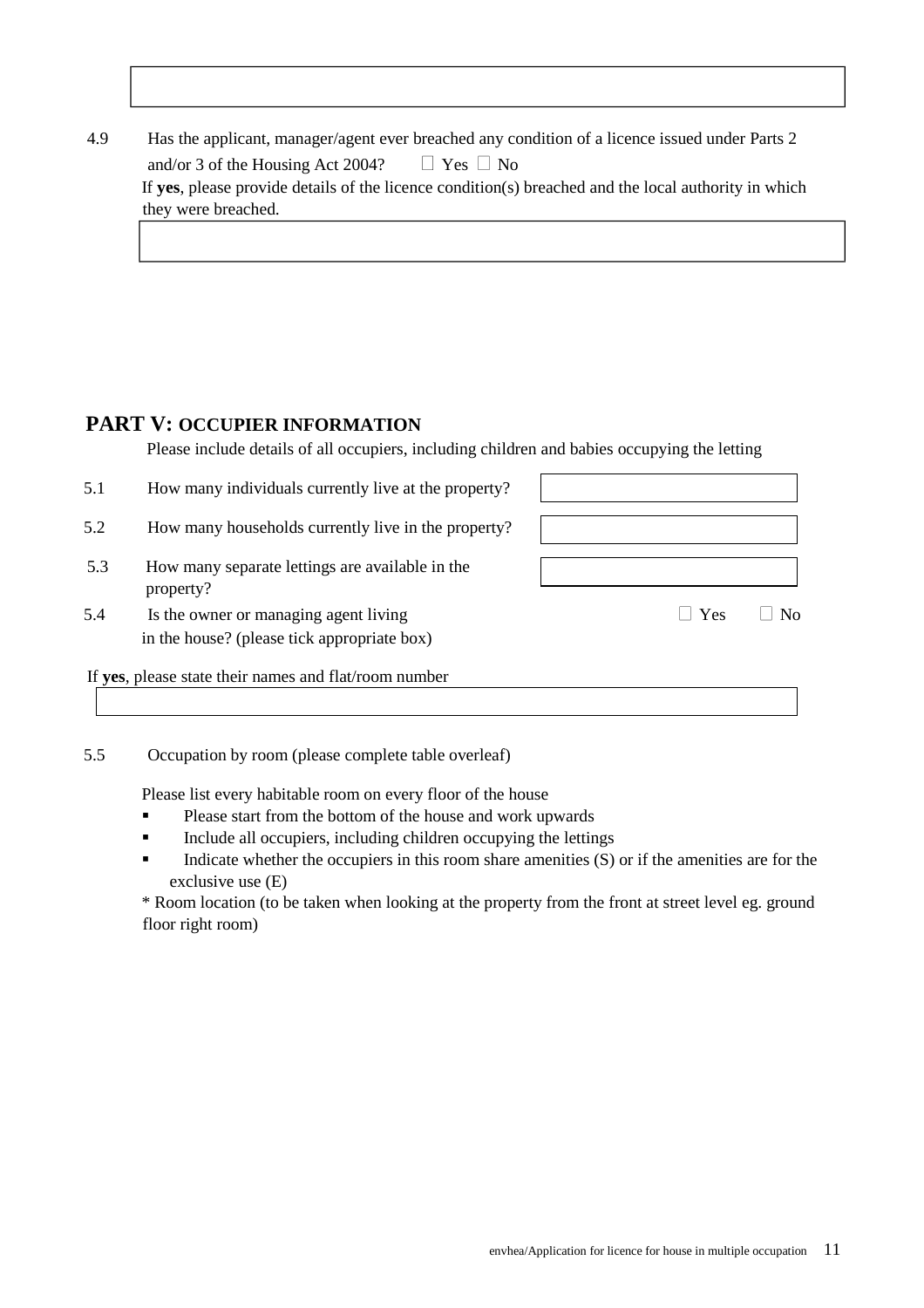4.9 Has the applicant, manager/agent ever breached any condition of a licence issued under Parts 2 and/or 3 of the Housing Act 2004? ☐ Yes ☐ No

If **yes**, please provide details of the licence condition(s) breached and the local authority in which they were breached.

## PART V: OCCUPIER INFORMATION

Please include details of all occupiers, including children and babies occupying the letting

5.1 How many individuals currently live at the property?

5.2 How many households currently live in the property?

5.3 How many separate lettings are available in the property?

5.4 Is the owner or managing agent living in the house? (please tick appropriate box) ☐ Yes ☐ No

If **yes**, please state their names and flat/room number

5.5 Occupation by room (please complete table overleaf)

Please list every habitable room on every floor of the house

- Please start from the bottom of the house and work upwards
- Include all occupiers, including children occupying the lettings
- Indicate whether the occupiers in this room share amenities (S) or if the amenities are for the exclusive use (E)

* Room location (to be taken when looking at the property from the front at street level eg. ground floor right room)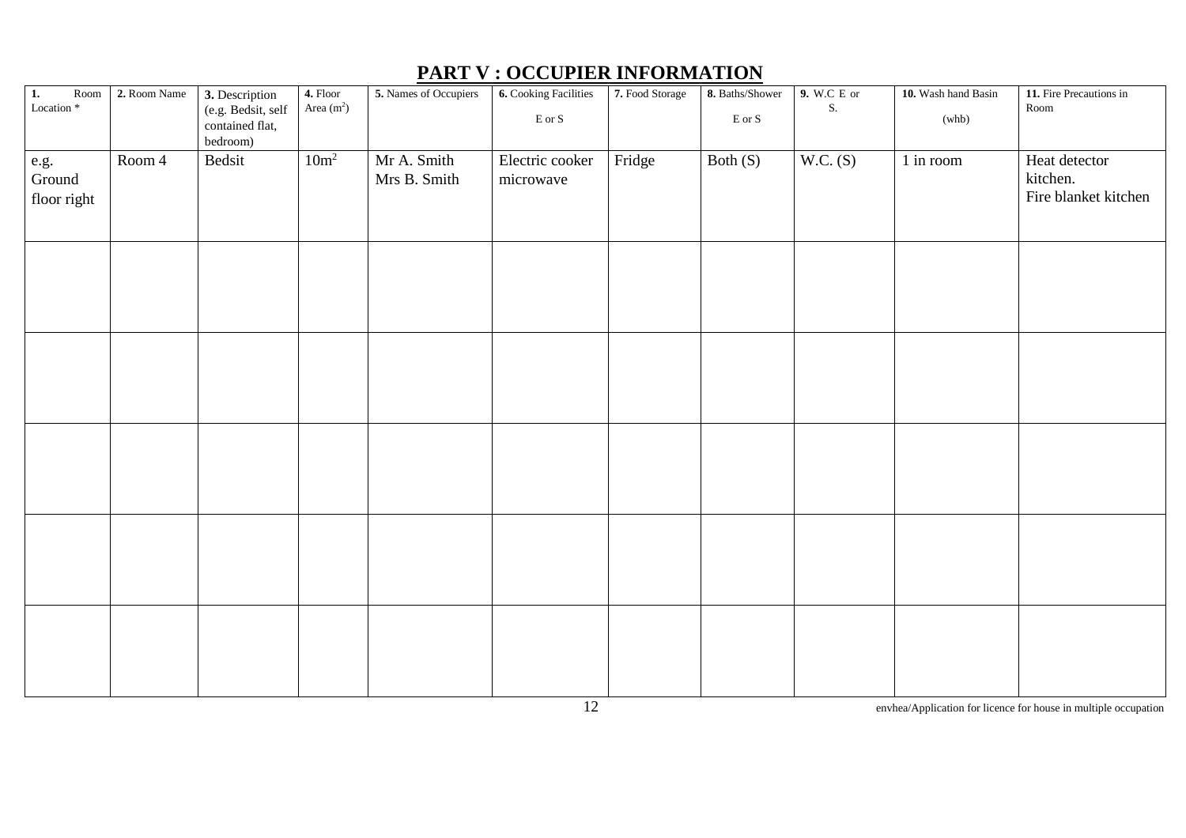## PART V : OCCUPIER INFORMATION

| 1. Room Location * | 2. Room Name | 3. Description (e.g. Bedsit, self contained flat, bedroom) | 4. Floor Area ($m^2$) | 5. Names of Occupiers | 6. Cooking Facilities E or S | 7. Food Storage | 8. Baths/Shower E or S | 9. W.C E or S. | 10. Wash hand Basin (whb) | 11. Fire Precautions in Room |
|---|---|---|---|---|---|---|---|---|---|---|
| e.g. Ground floor right | Room 4 | Bedsit | $10m^2$ | Mr A. Smith Mrs B. Smith | Electric cooker microwave | Fridge | Both (S) | W.C. (S) | 1 in room | Heat detector kitchen. Fire blanket kitchen |
| | | | | | | | | | | |
| | | | | | | | | | | |
| | | | | | | | | | | |
| | | | | | | | | | | |
| | | | | | | | | | | |

envhea/Application for licence for house in multiple occupation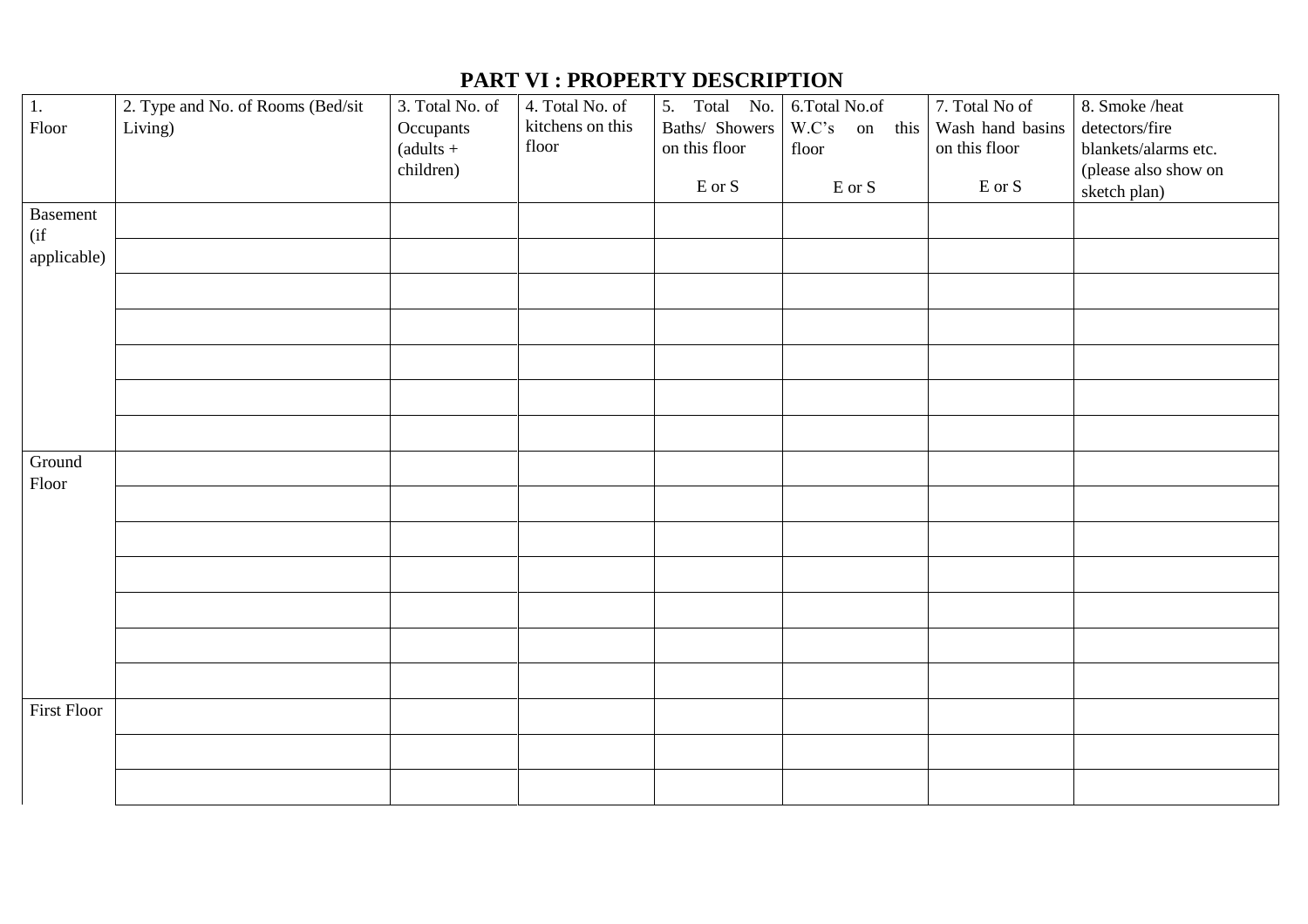## PART VI : PROPERTY DESCRIPTION

| 1. Floor | 2. Type and No. of Rooms (Bed/sit Living) | 3. Total No. of Occupants (adults + children) | 4. Total No. of kitchens on this floor | 5. Total No. Baths/ Showers on this floor E or S | 6.Total No.of W.C's on this floor E or S | 7. Total No of Wash hand basins on this floor E or S | 8. Smoke /heat detectors/fire blankets/alarms etc. (please also show on sketch plan) |
|---|---|---|---|---|---|---|---|
| Basement (if applicable) | | | | | | | |
| | | | | | | | |
| | | | | | | | |
| | | | | | | | |
| | | | | | | | |
| | | | | | | | |
| | | | | | | | |
| Ground Floor | | | | | | | |
| | | | | | | | |
| | | | | | | | |
| | | | | | | | |
| | | | | | | | |
| | | | | | | | |
| | | | | | | | |
| First Floor | | | | | | | |
| | | | | | | | |
| | | | | | | | |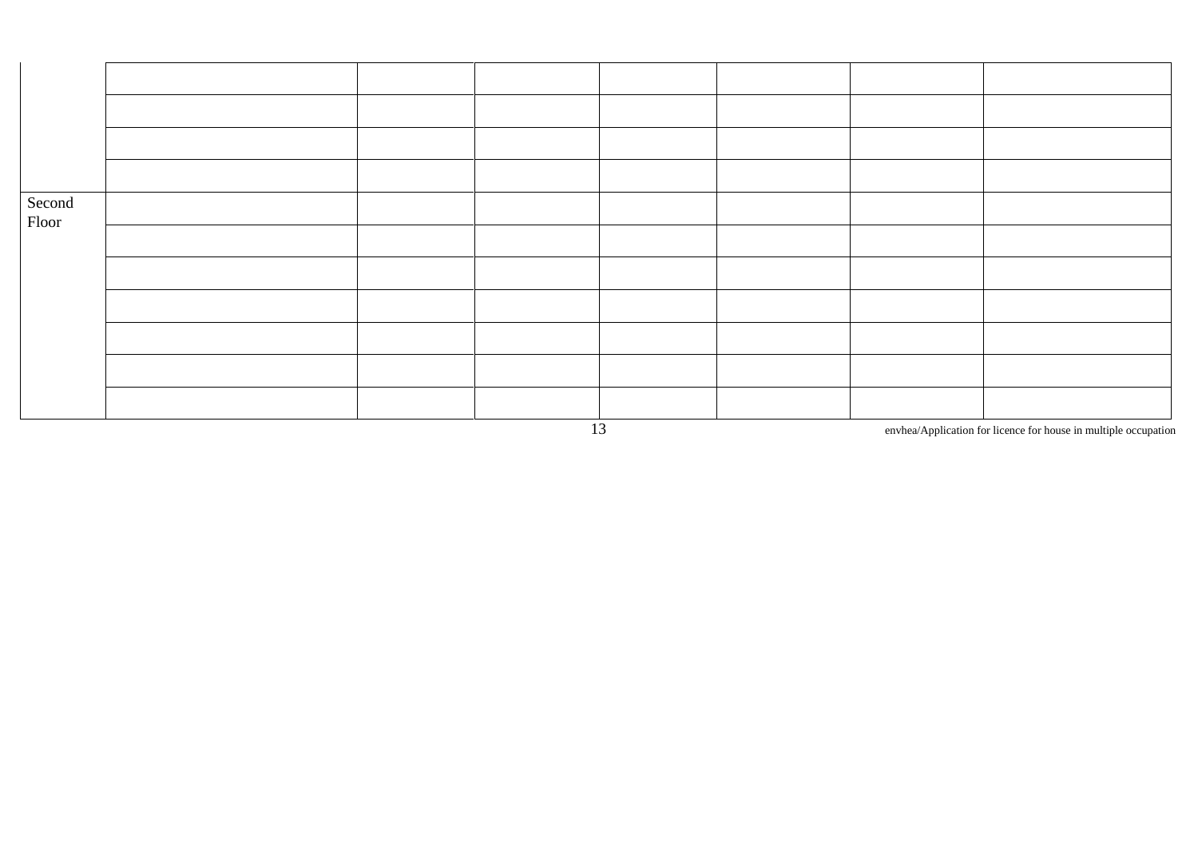| | | | | | | | |
|---|---|---|---|---|---|---|---|
| | | | | | | | |
| | | | | | | | |
| | | | | | | | |
| | | | | | | | |
| Second Floor | | | | | | | |
| | | | | | | | |
| | | | | | | | |
| | | | | | | | |
| | | | | | | | |
| | | | | | | | |
| | | | | | | | |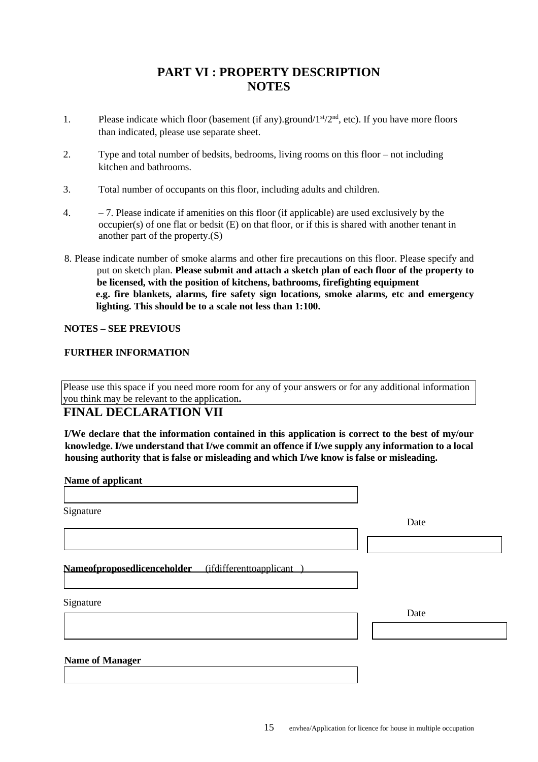# PART VI : PROPERTY DESCRIPTION
# NOTES

1. Please indicate which floor (basement (if any).ground/1st/2nd, etc). If you have more floors than indicated, please use separate sheet.

2. Type and total number of bedsits, bedrooms, living rooms on this floor – not including kitchen and bathrooms.

3. Total number of occupants on this floor, including adults and children.

4. – 7. Please indicate if amenities on this floor (if applicable) are used exclusively by the occupier(s) of one flat or bedsit (E) on that floor, or if this is shared with another tenant in another part of the property.(S)

8. Please indicate number of smoke alarms and other fire precautions on this floor. Please specify and put on sketch plan. **Please submit and attach a sketch plan of each floor of the property to be licensed, with the position of kitchens, bathrooms, firefighting equipment e.g. fire blankets, alarms, fire safety sign locations, smoke alarms, etc and emergency lighting. This should be to a scale not less than 1:100.**

**NOTES – SEE PREVIOUS**

**FURTHER INFORMATION**

Please use this space if you need more room for any of your answers or for any additional information you think may be relevant to the application**.**

## FINAL DECLARATION VII

**I/We declare that the information contained in this application is correct to the best of my/our knowledge. I/we understand that I/we commit an offence if I/we supply any information to a local housing authority that is false or misleading and which I/we know is false or misleading.**

**Name of applicant**

Signature

Date

**Nameofproposedlicenceholder** (ifdifferenttoapplicant )

Signature

Date

**Name of Manager**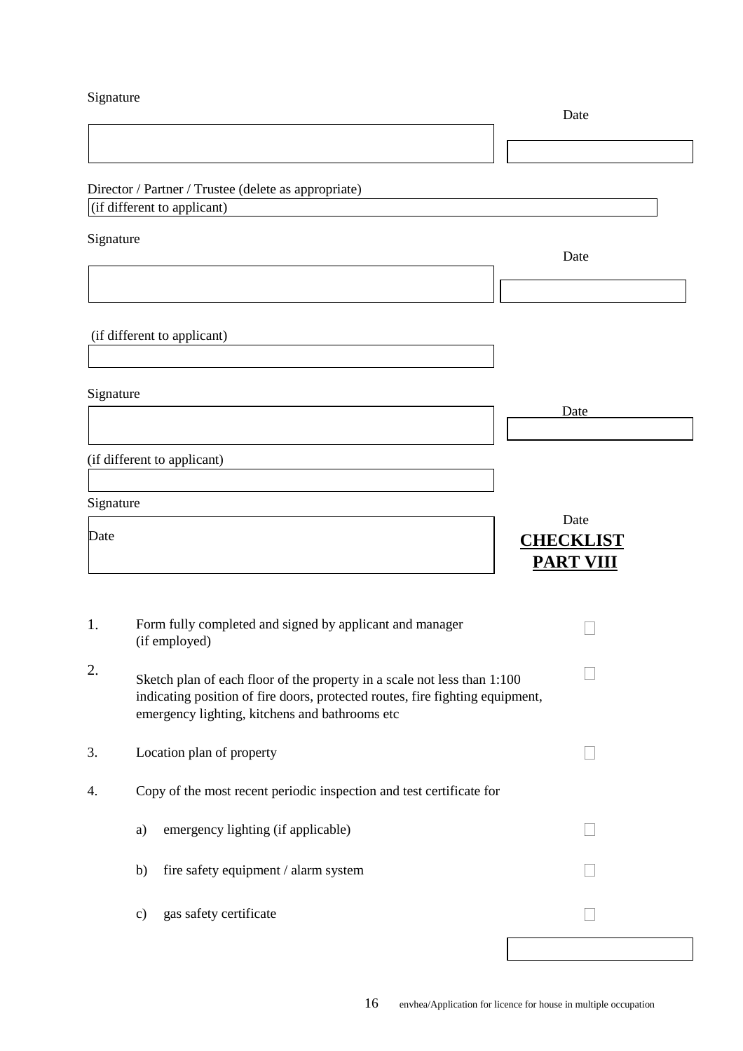Signature

Date

Director / Partner / Trustee (delete as appropriate)
(if different to applicant)

Signature

Date

(if different to applicant)

Signature

Date

(if different to applicant)

Signature

Date

Date

**CHECKLIST**
**PART VIII**

1. Form fully completed and signed by applicant and manager (if employed) ☐

2. Sketch plan of each floor of the property in a scale not less than 1:100 indicating position of fire doors, protected routes, fire fighting equipment, emergency lighting, kitchens and bathrooms etc ☐

3. Location plan of property ☐

4. Copy of the most recent periodic inspection and test certificate for
   a) emergency lighting (if applicable) ☐
   b) fire safety equipment / alarm system ☐
   c) gas safety certificate ☐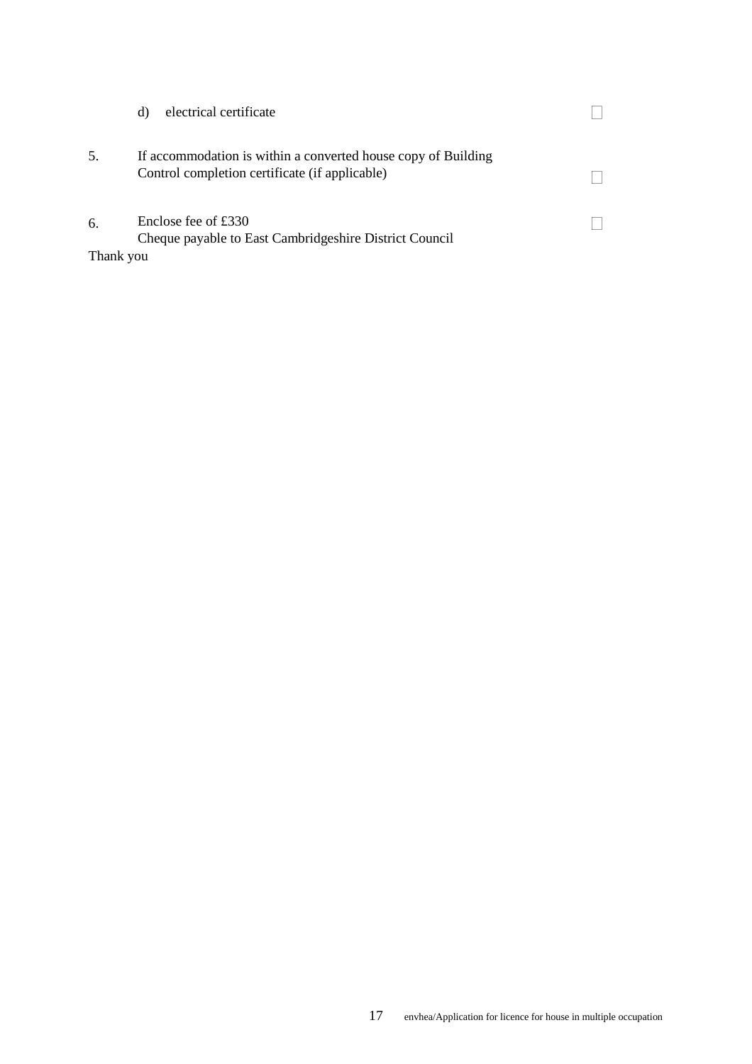d) electrical certificate ☐

5. If accommodation is within a converted house copy of Building Control completion certificate (if applicable) ☐

6. Enclose fee of £330 ☐
   Cheque payable to East Cambridgeshire District Council

Thank you